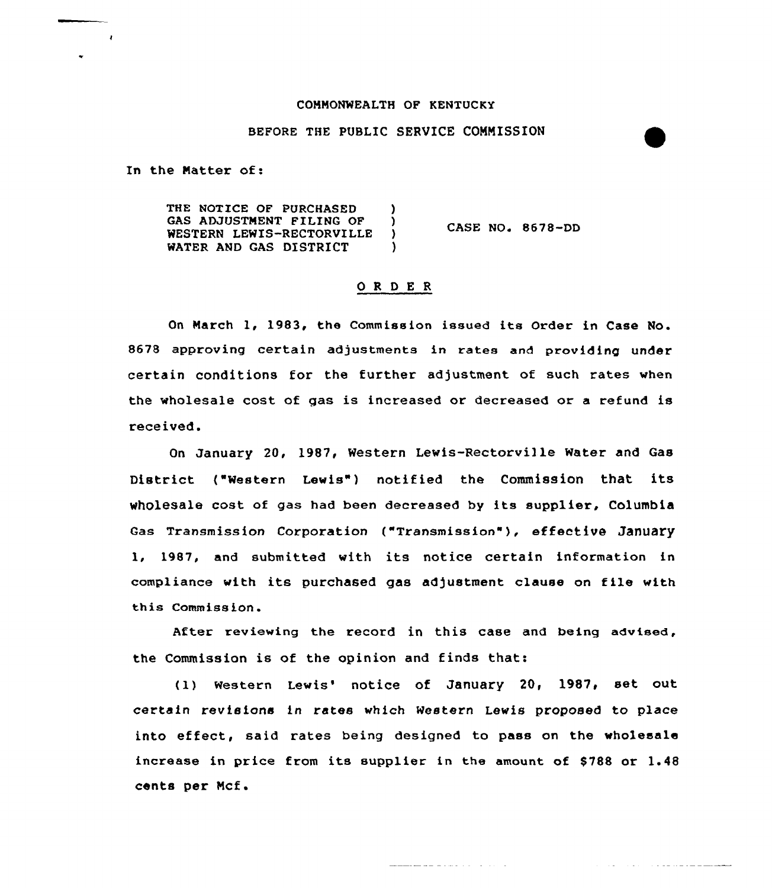COMMONWEALTH OF KENTUCKY

BEFORE THE PUBLIC SERVICE COMMISSION

In the Matter of:

| | | |
|---|---|---|
| THE NOTICE OF PURCHASED GAS ADJUSTMENT FILING OF WESTERN LEWIS-RECTORVILLE WATER AND GAS DISTRICT | ) ) ) ) | CASE NO. 8678-DD |

## O R D E R

On March 1, 1983, the Commission issued its Order in Case No. 8678 approving certain adjustments in rates and providing under certain conditions for the further adjustment of such rates when the wholesale cost of gas is increased or decreased or a refund is received.

On January 20, 1987, Western Lewis-Rectorville Water and Gas District ("Western Lewis") notified the Commission that its wholesale cost of gas had been decreased by its supplier, Columbia Gas Transmission Corporation ("Transmission"), effective January 1, 1987, and submitted with its notice certain information in compliance with its purchased gas adjustment clause on file with this Commission.

After reviewing the record in this case and being advised, the Commission is of the opinion and finds that:

(1) Western Lewis' notice of January 20, 1987, set out certain revisions in rates which Western Lewis proposed to place into effect, said rates being designed to pass on the wholesale increase in price from its supplier in the amount of $788 or 1.48 cents per Mcf.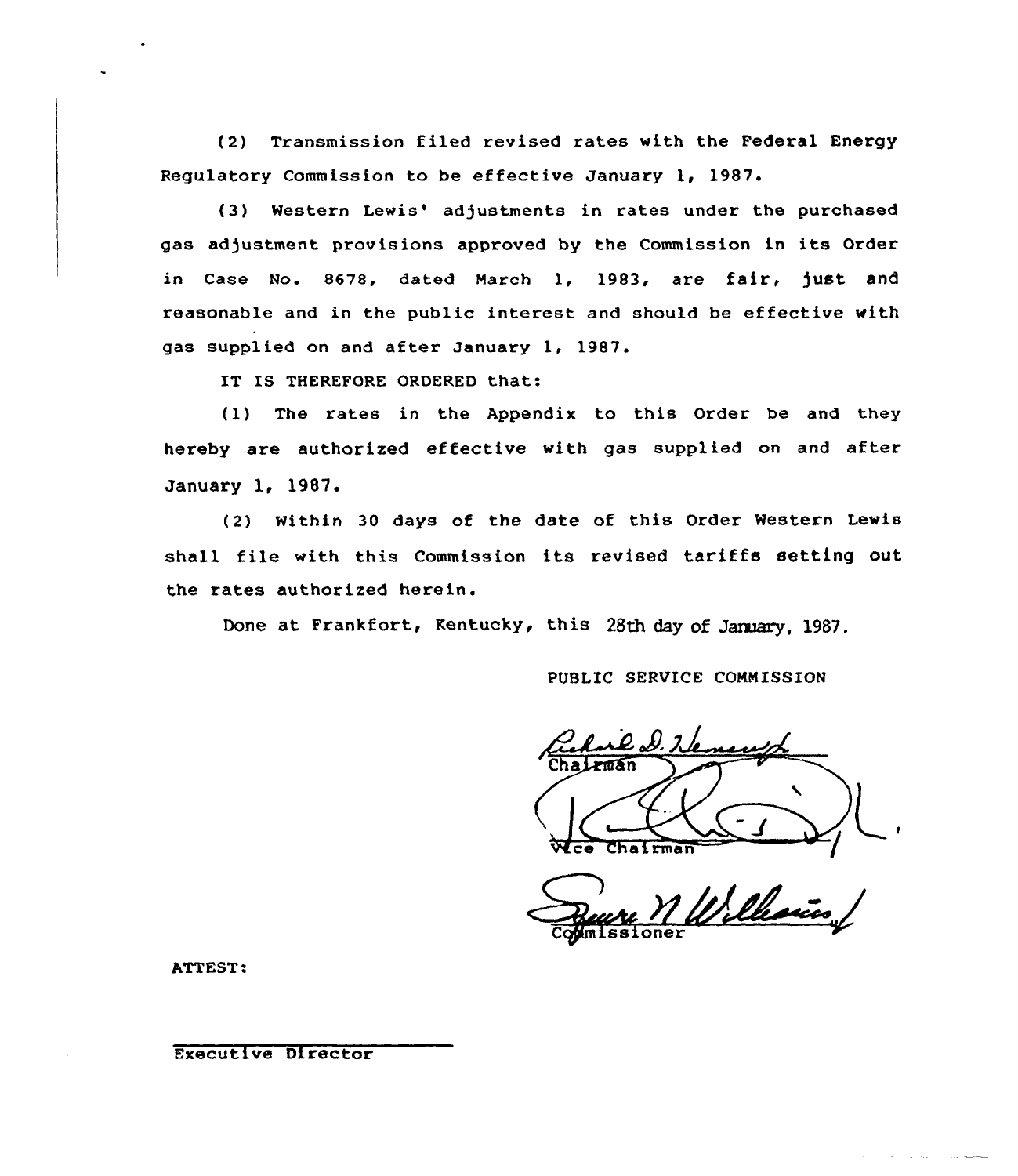(2) Transmission filed revised rates with the Federal Energy Regulatory Commission to be effective January 1, 1987.

(3) Western Lewis' adjustments in rates under the purchased gas adjustment provisions approved by the Commission in its Order in Case No. 8678, dated March 1, 1983, are fair, just and reasonable and in the public interest and should be effective with gas supplied on and after January 1, 1987.

IT IS THEREFORE ORDERED that:

(1) The rates in the Appendix to this Order be and they hereby are authorized effective with gas supplied on and after January 1, 1987.

(2) Within 30 days of the date of this Order Western Lewis shall file with this Commission its revised tariffs setting out the rates authorized herein.

Done at Frankfort, Kentucky, this 28th day of January, 1987.

PUBLIC SERVICE COMMISSION

Chairman

Vice Chairman

Commissioner

ATTEST:

Executive Director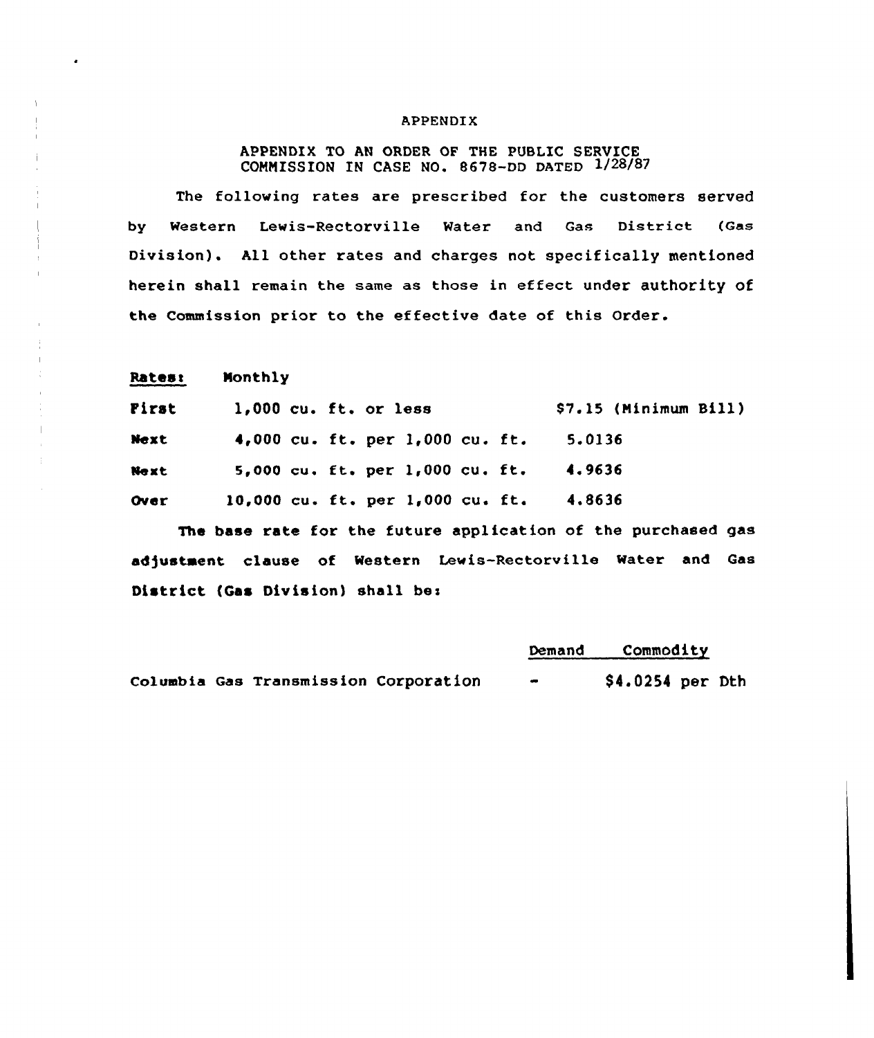APPENDIX

APPENDIX TO AN ORDER OF THE PUBLIC SERVICE COMMISSION IN CASE NO. 8678-DD DATED 1/28/87

The following rates are prescribed for the customers served by Western Lewis-Rectorville Water and Gas District (Gas Division). All other rates and charges not specifically mentioned herein shall remain the same as those in effect under authority of the Commission prior to the effective date of this Order.

| Rates: | Monthly | |
|---|---|---|
| First | 1,000 cu. ft. or less | $7.15 (Minimum Bill) |
| Next | 4,000 cu. ft. per 1,000 cu. ft. | 5.0136 |
| Next | 5,000 cu. ft. per 1,000 cu. ft. | 4.9636 |
| Over | 10,000 cu. ft. per 1,000 cu. ft. | 4.8636 |

The base rate for the future application of the purchased gas adjustment clause of Western Lewis-Rectorville Water and Gas District (Gas Division) shall be:

| | Demand | Commodity |
|---|---|---|
| Columbia Gas Transmission Corporation | - | $4.0254 per Dth |